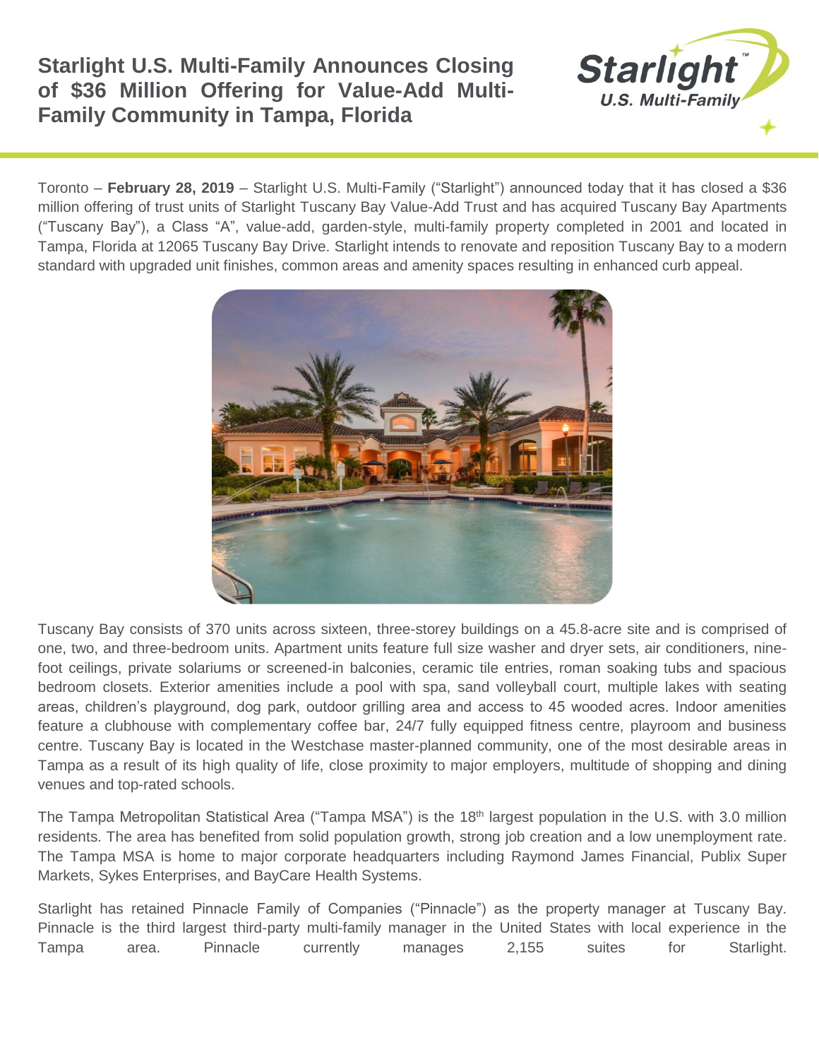# Starlight U.S. Multi-Family Announces Closing of $36 Million Offering for Value-Add Multi-Family Community in Tampa, Florida

Toronto – **February 28, 2019** – Starlight U.S. Multi-Family ("Starlight") announced today that it has closed a $36 million offering of trust units of Starlight Tuscany Bay Value-Add Trust and has acquired Tuscany Bay Apartments ("Tuscany Bay"), a Class "A", value-add, garden-style, multi-family property completed in 2001 and located in Tampa, Florida at 12065 Tuscany Bay Drive. Starlight intends to renovate and reposition Tuscany Bay to a modern standard with upgraded unit finishes, common areas and amenity spaces resulting in enhanced curb appeal.

Tuscany Bay consists of 370 units across sixteen, three-storey buildings on a 45.8-acre site and is comprised of one, two, and three-bedroom units. Apartment units feature full size washer and dryer sets, air conditioners, nine-foot ceilings, private solariums or screened-in balconies, ceramic tile entries, roman soaking tubs and spacious bedroom closets. Exterior amenities include a pool with spa, sand volleyball court, multiple lakes with seating areas, children's playground, dog park, outdoor grilling area and access to 45 wooded acres. Indoor amenities feature a clubhouse with complementary coffee bar, 24/7 fully equipped fitness centre, playroom and business centre. Tuscany Bay is located in the Westchase master-planned community, one of the most desirable areas in Tampa as a result of its high quality of life, close proximity to major employers, multitude of shopping and dining venues and top-rated schools.

The Tampa Metropolitan Statistical Area ("Tampa MSA") is the 18th largest population in the U.S. with 3.0 million residents. The area has benefited from solid population growth, strong job creation and a low unemployment rate. The Tampa MSA is home to major corporate headquarters including Raymond James Financial, Publix Super Markets, Sykes Enterprises, and BayCare Health Systems.

Starlight has retained Pinnacle Family of Companies ("Pinnacle") as the property manager at Tuscany Bay. Pinnacle is the third largest third-party multi-family manager in the United States with local experience in the Tampa area. Pinnacle currently manages 2,155 suites for Starlight.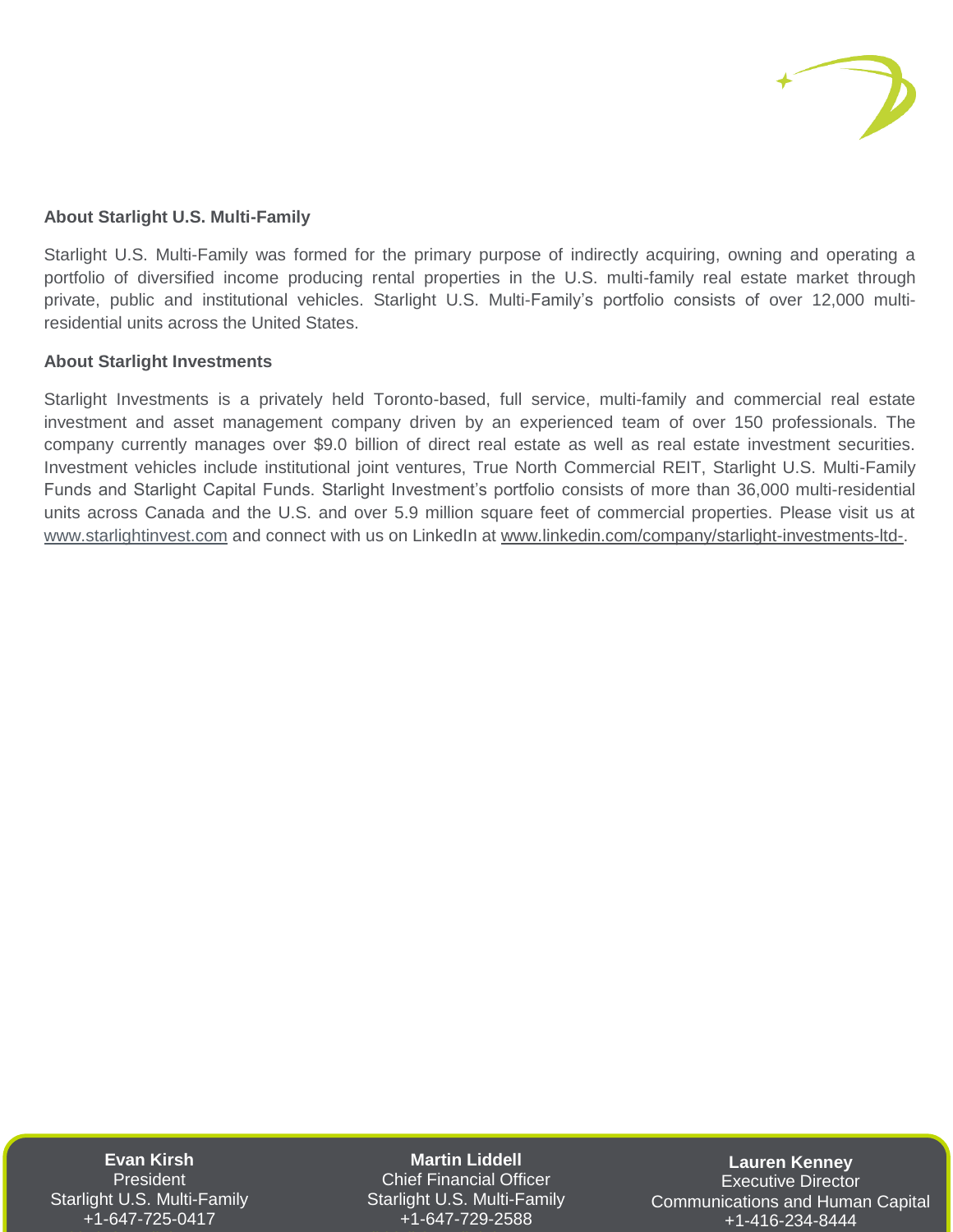**About Starlight U.S. Multi-Family**

Starlight U.S. Multi-Family was formed for the primary purpose of indirectly acquiring, owning and operating a portfolio of diversified income producing rental properties in the U.S. multi-family real estate market through private, public and institutional vehicles. Starlight U.S. Multi-Family's portfolio consists of over 12,000 multi-residential units across the United States.

**About Starlight Investments**

Starlight Investments is a privately held Toronto-based, full service, multi-family and commercial real estate investment and asset management company driven by an experienced team of over 150 professionals. The company currently manages over $9.0 billion of direct real estate as well as real estate investment securities. Investment vehicles include institutional joint ventures, True North Commercial REIT, Starlight U.S. Multi-Family Funds and Starlight Capital Funds. Starlight Investment's portfolio consists of more than 36,000 multi-residential units across Canada and the U.S. and over 5.9 million square feet of commercial properties. Please visit us at www.starlightinvest.com and connect with us on LinkedIn at www.linkedin.com/company/starlight-investments-ltd-.

**Evan Kirsh**
President
Starlight U.S. Multi-Family
+1-647-725-0417

**Martin Liddell**
Chief Financial Officer
Starlight U.S. Multi-Family
+1-647-729-2588

**Lauren Kenney**
Executive Director
Communications and Human Capital
+1-416-234-8444